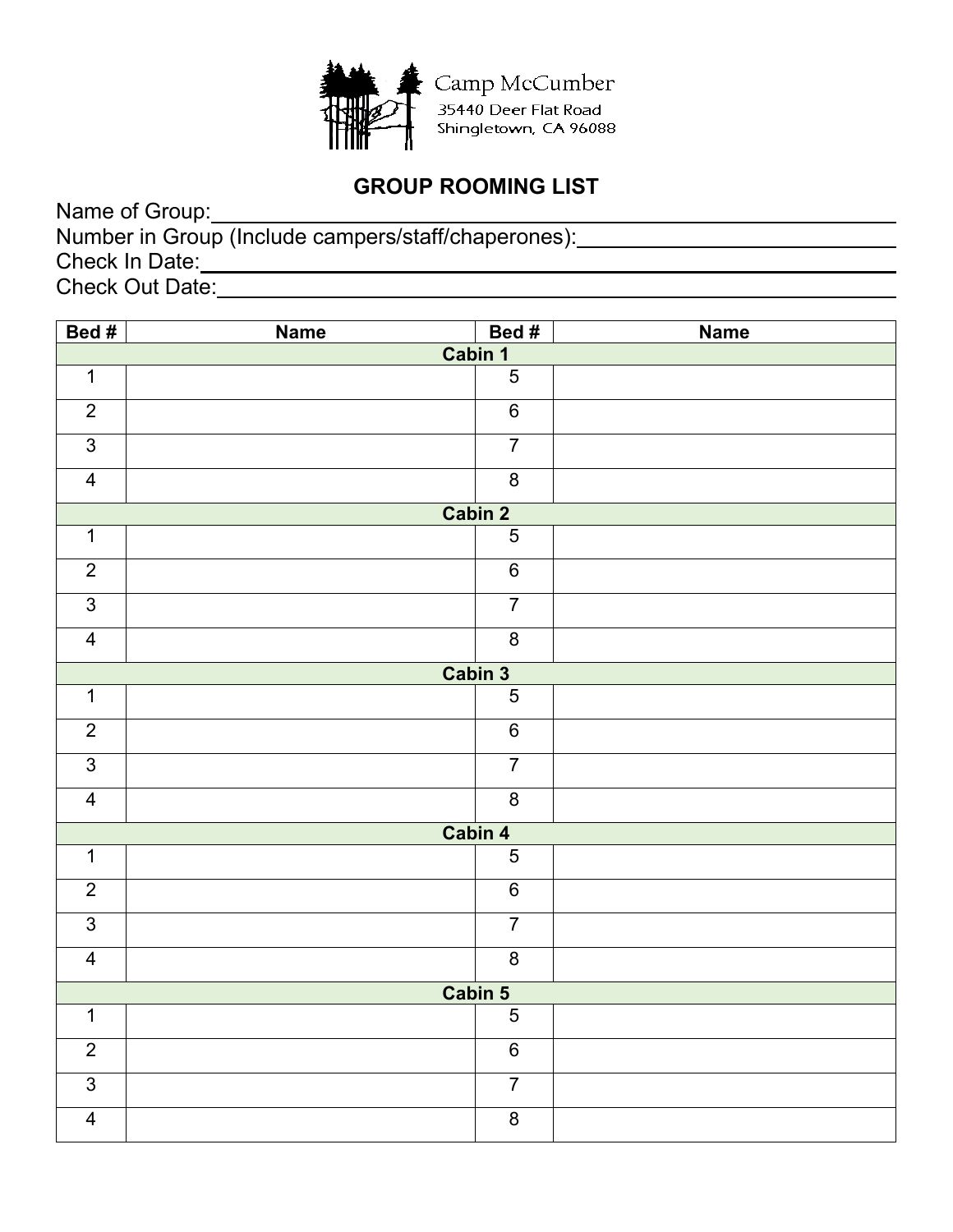Camp McCumber
35440 Deer Flat Road
Shingletown, CA 96088

## GROUP ROOMING LIST

Name of Group:\_\_\_\_\_\_\_\_\_\_\_\_\_\_\_\_\_\_\_\_\_\_\_\_\_\_\_\_\_\_\_\_\_\_\_\_\_\_\_\_
Number in Group (Include campers/staff/chaperones):\_\_\_\_\_\_\_\_\_\_\_\_\_\_\_\_\_\_\_\_
Check In Date:\_\_\_\_\_\_\_\_\_\_\_\_\_\_\_\_\_\_\_\_\_\_\_\_\_\_\_\_\_\_\_\_\_\_\_\_\_\_\_\_
Check Out Date:\_\_\_\_\_\_\_\_\_\_\_\_\_\_\_\_\_\_\_\_\_\_\_\_\_\_\_\_\_\_\_\_\_\_\_\_\_\_\_\_

| Bed # | Name | Bed # | Name |
|---|---|---|---|
| **Cabin 1** | | | |
| 1 | | 5 | |
| 2 | | 6 | |
| 3 | | 7 | |
| 4 | | 8 | |
| **Cabin 2** | | | |
| 1 | | 5 | |
| 2 | | 6 | |
| 3 | | 7 | |
| 4 | | 8 | |
| **Cabin 3** | | | |
| 1 | | 5 | |
| 2 | | 6 | |
| 3 | | 7 | |
| 4 | | 8 | |
| **Cabin 4** | | | |
| 1 | | 5 | |
| 2 | | 6 | |
| 3 | | 7 | |
| 4 | | 8 | |
| **Cabin 5** | | | |
| 1 | | 5 | |
| 2 | | 6 | |
| 3 | | 7 | |
| 4 | | 8 | |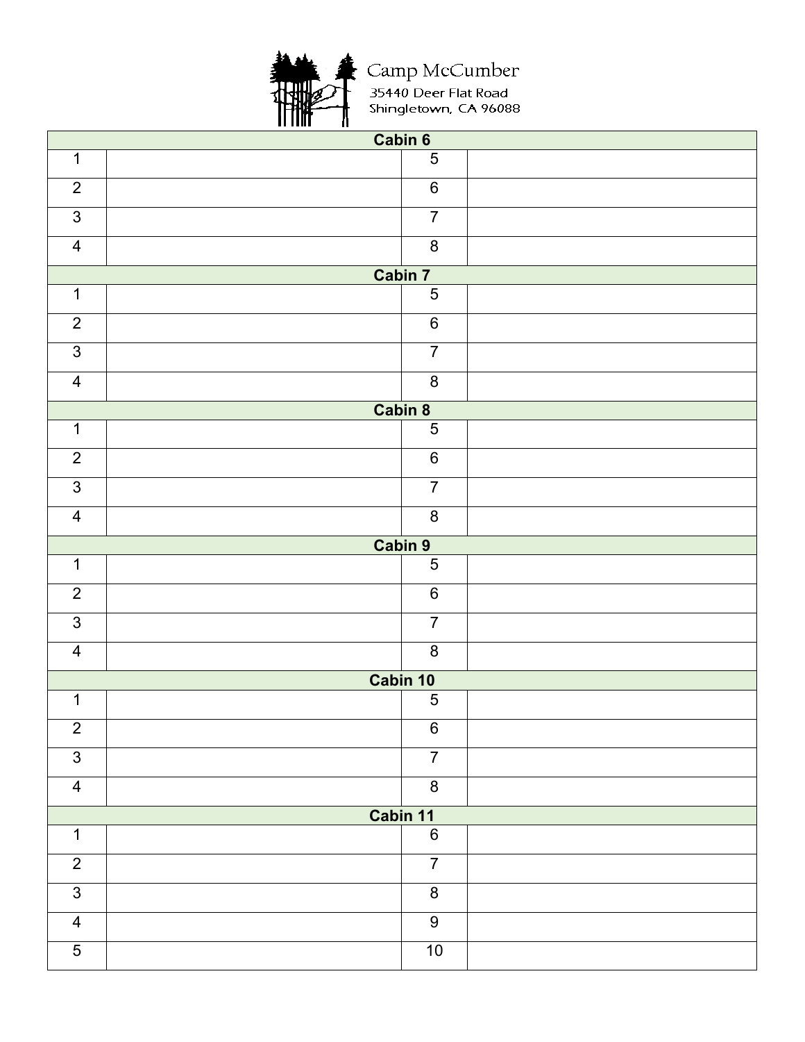Camp McCumber
35440 Deer Flat Road
Shingletown, CA 96088

| Cabin 6 | | | |
|---|---|---|---|
| 1 | | 5 | |
| 2 | | 6 | |
| 3 | | 7 | |
| 4 | | 8 | |
| **Cabin 7** | | | |
| 1 | | 5 | |
| 2 | | 6 | |
| 3 | | 7 | |
| 4 | | 8 | |
| **Cabin 8** | | | |
| 1 | | 5 | |
| 2 | | 6 | |
| 3 | | 7 | |
| 4 | | 8 | |
| **Cabin 9** | | | |
| 1 | | 5 | |
| 2 | | 6 | |
| 3 | | 7 | |
| 4 | | 8 | |
| **Cabin 10** | | | |
| 1 | | 5 | |
| 2 | | 6 | |
| 3 | | 7 | |
| 4 | | 8 | |
| **Cabin 11** | | | |
| 1 | | 6 | |
| 2 | | 7 | |
| 3 | | 8 | |
| 4 | | 9 | |
| 5 | | 10 | |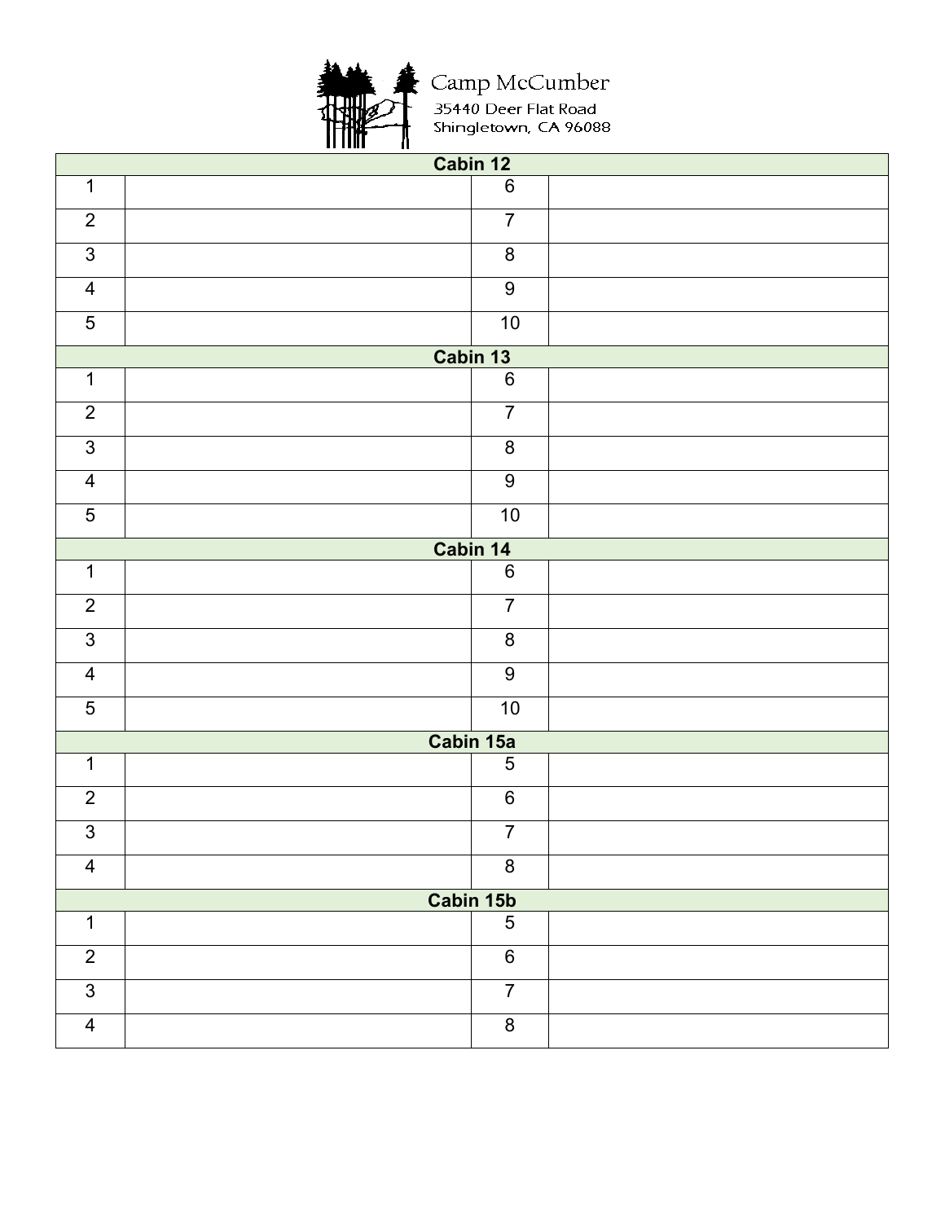Camp McCumber
35440 Deer Flat Road
Shingletown, CA 96088

| Cabin 12 | | | |
|---|---|---|---|
| 1 | | 6 | |
| 2 | | 7 | |
| 3 | | 8 | |
| 4 | | 9 | |
| 5 | | 10 | |
| **Cabin 13** | | | |
| 1 | | 6 | |
| 2 | | 7 | |
| 3 | | 8 | |
| 4 | | 9 | |
| 5 | | 10 | |
| **Cabin 14** | | | |
| 1 | | 6 | |
| 2 | | 7 | |
| 3 | | 8 | |
| 4 | | 9 | |
| 5 | | 10 | |
| **Cabin 15a** | | | |
| 1 | | 5 | |
| 2 | | 6 | |
| 3 | | 7 | |
| 4 | | 8 | |
| **Cabin 15b** | | | |
| 1 | | 5 | |
| 2 | | 6 | |
| 3 | | 7 | |
| 4 | | 8 | |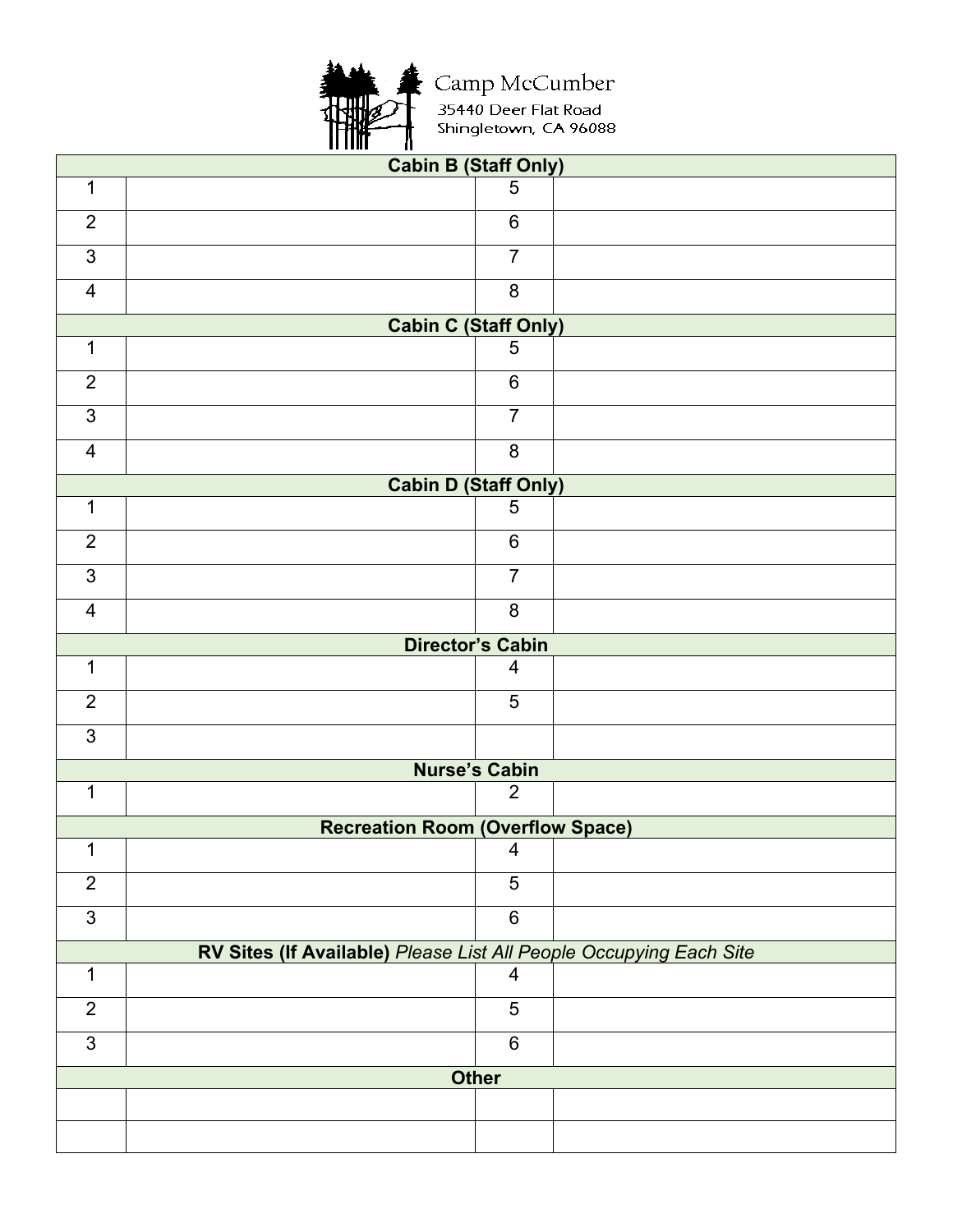Camp McCumber
35440 Deer Flat Road
Shingletown, CA 96088

| | | | |
|---|---|---|---|
| **Cabin B (Staff Only)** | | | |
| 1 | | 5 | |
| 2 | | 6 | |
| 3 | | 7 | |
| 4 | | 8 | |
| **Cabin C (Staff Only)** | | | |
| 1 | | 5 | |
| 2 | | 6 | |
| 3 | | 7 | |
| 4 | | 8 | |
| **Cabin D (Staff Only)** | | | |
| 1 | | 5 | |
| 2 | | 6 | |
| 3 | | 7 | |
| 4 | | 8 | |
| **Director's Cabin** | | | |
| 1 | | 4 | |
| 2 | | 5 | |
| 3 | | | |
| **Nurse's Cabin** | | | |
| 1 | | 2 | |
| **Recreation Room (Overflow Space)** | | | |
| 1 | | 4 | |
| 2 | | 5 | |
| 3 | | 6 | |
| **RV Sites (If Available)** *Please List All People Occupying Each Site* | | | |
| 1 | | 4 | |
| 2 | | 5 | |
| 3 | | 6 | |
| **Other** | | | |
| | | | |
| | | | |